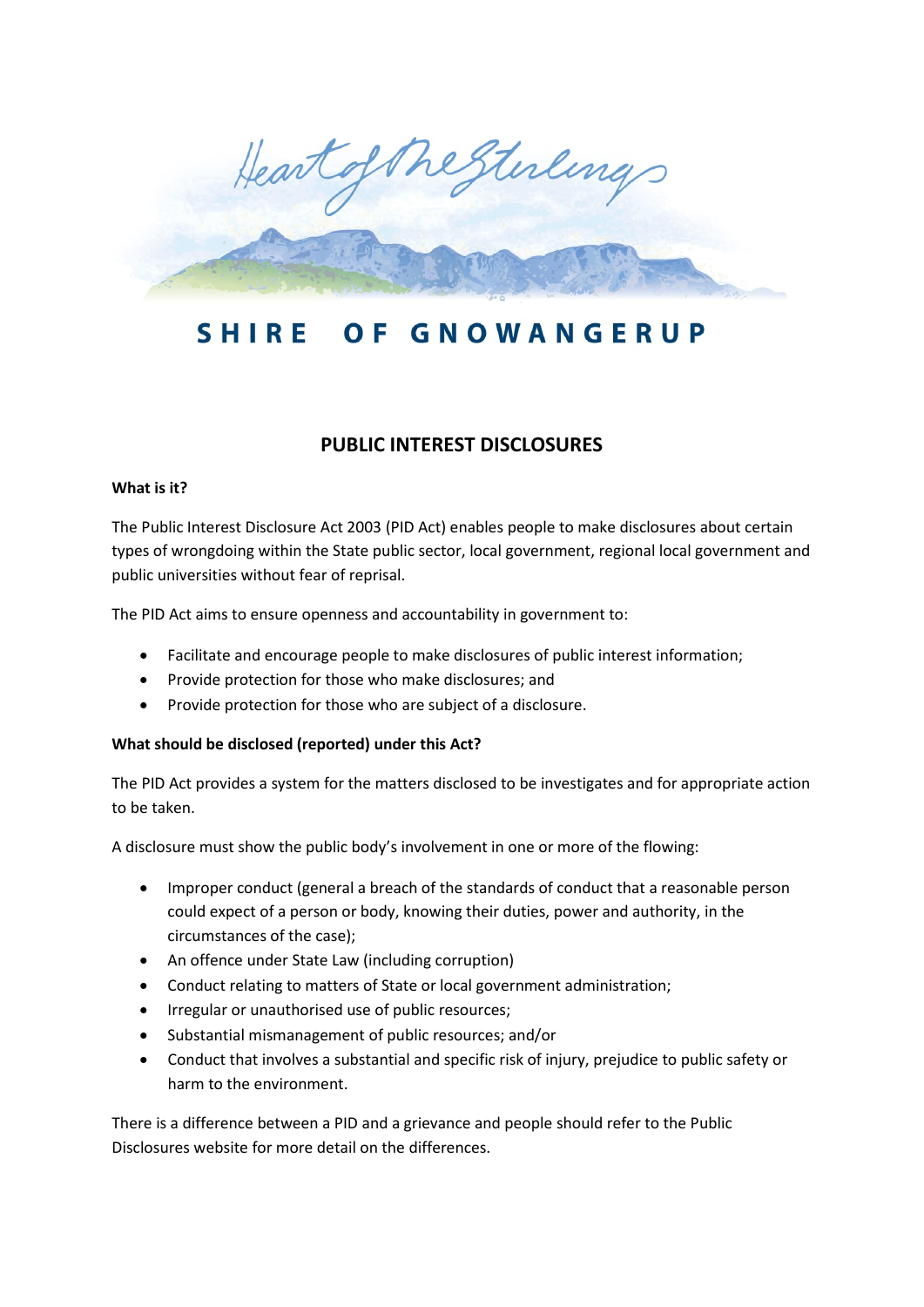Heart of the Stirlings

SHIRE OF GNOWANGERUP

# PUBLIC INTEREST DISCLOSURES

**What is it?**

The Public Interest Disclosure Act 2003 (PID Act) enables people to make disclosures about certain types of wrongdoing within the State public sector, local government, regional local government and public universities without fear of reprisal.

The PID Act aims to ensure openness and accountability in government to:

- Facilitate and encourage people to make disclosures of public interest information;
- Provide protection for those who make disclosures; and
- Provide protection for those who are subject of a disclosure.

**What should be disclosed (reported) under this Act?**

The PID Act provides a system for the matters disclosed to be investigates and for appropriate action to be taken.

A disclosure must show the public body's involvement in one or more of the flowing:

- Improper conduct (general a breach of the standards of conduct that a reasonable person could expect of a person or body, knowing their duties, power and authority, in the circumstances of the case);
- An offence under State Law (including corruption)
- Conduct relating to matters of State or local government administration;
- Irregular or unauthorised use of public resources;
- Substantial mismanagement of public resources; and/or
- Conduct that involves a substantial and specific risk of injury, prejudice to public safety or harm to the environment.

There is a difference between a PID and a grievance and people should refer to the Public Disclosures website for more detail on the differences.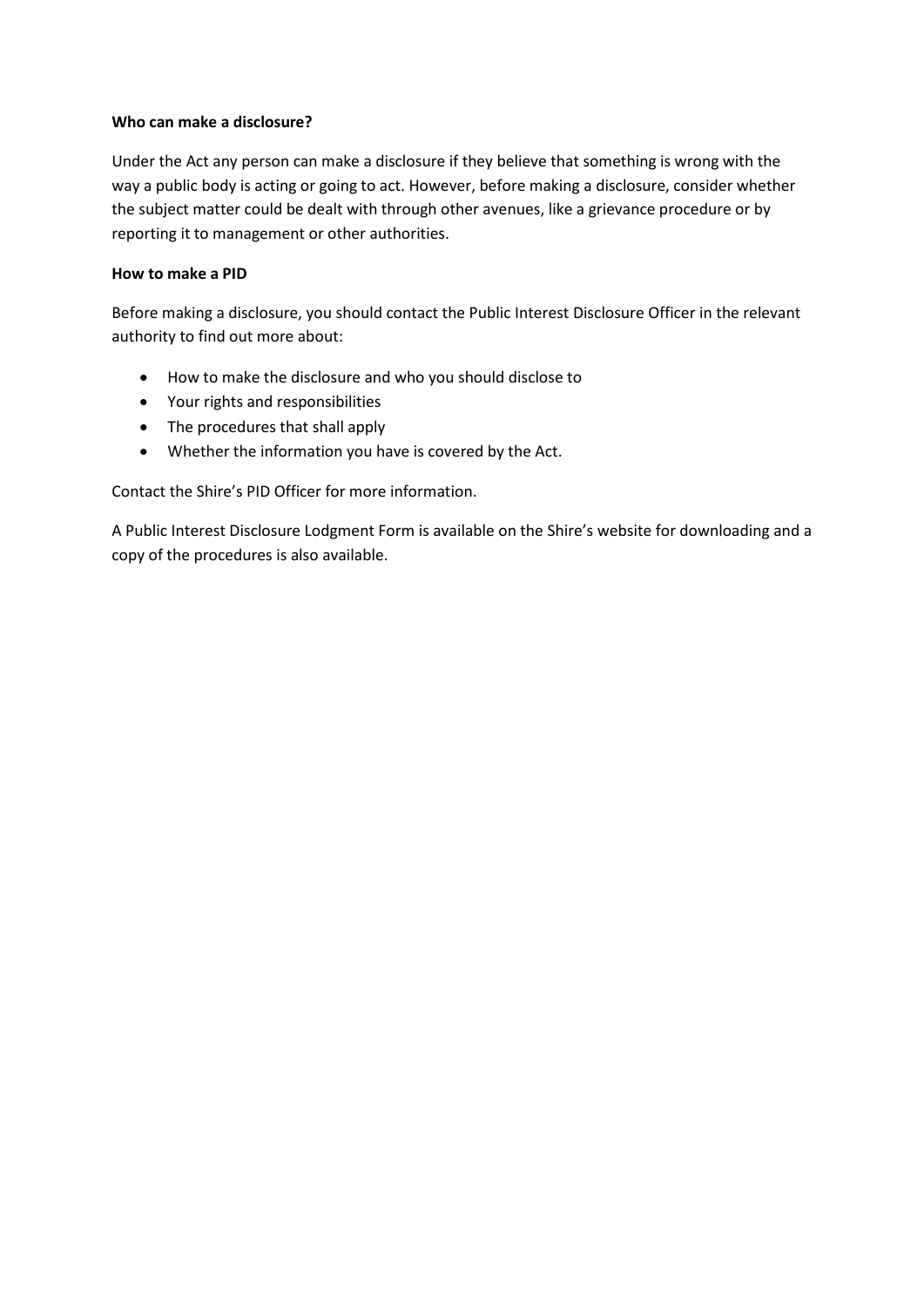**Who can make a disclosure?**

Under the Act any person can make a disclosure if they believe that something is wrong with the way a public body is acting or going to act. However, before making a disclosure, consider whether the subject matter could be dealt with through other avenues, like a grievance procedure or by reporting it to management or other authorities.

**How to make a PID**

Before making a disclosure, you should contact the Public Interest Disclosure Officer in the relevant authority to find out more about:

- How to make the disclosure and who you should disclose to
- Your rights and responsibilities
- The procedures that shall apply
- Whether the information you have is covered by the Act.

Contact the Shire's PID Officer for more information.

A Public Interest Disclosure Lodgment Form is available on the Shire's website for downloading and a copy of the procedures is also available.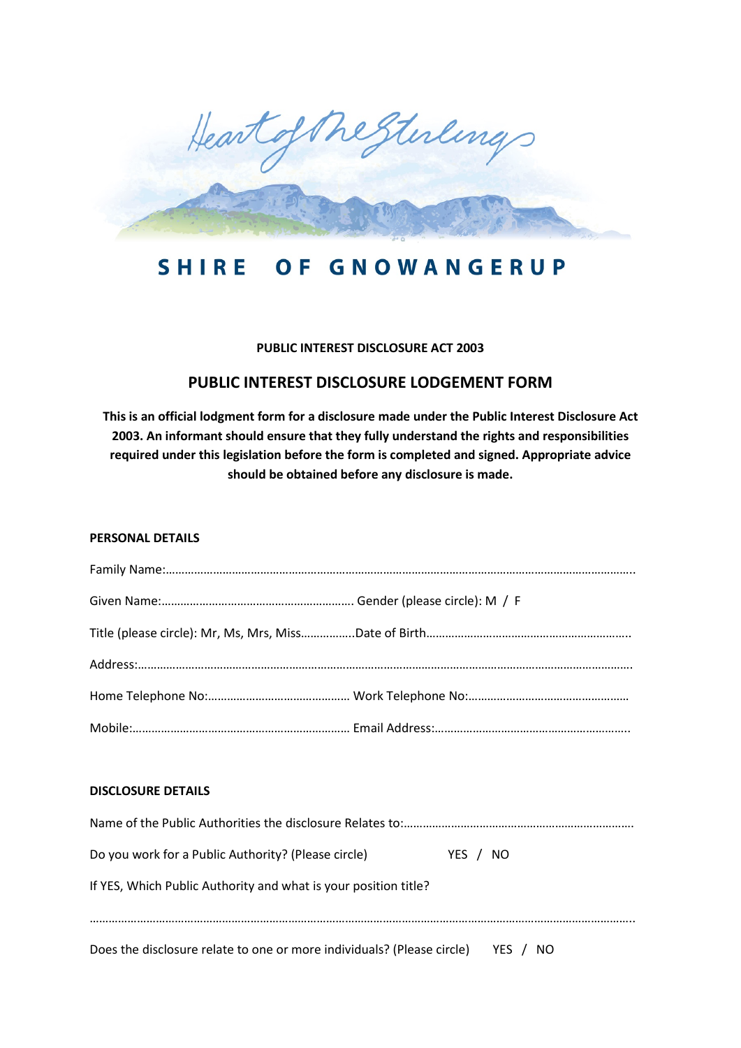# SHIRE OF GNOWANGERUP

**PUBLIC INTEREST DISCLOSURE ACT 2003**

## PUBLIC INTEREST DISCLOSURE LODGEMENT FORM

**This is an official lodgment form for a disclosure made under the Public Interest Disclosure Act 2003. An informant should ensure that they fully understand the rights and responsibilities required under this legislation before the form is completed and signed. Appropriate advice should be obtained before any disclosure is made.**

### PERSONAL DETAILS

Family Name:…………………………………………………………………………………………………………………………………..

Given Name:…………………………………………………….. Gender (please circle): M / F

Title (please circle): Mr, Ms, Mrs, Miss……………..Date of Birth………………………………………………………..

Address:…………………………………………………………………………………………………………………………………………

Home Telephone No:……………………………………… Work Telephone No:…………………………………………

Mobile:…………………………………………………………… Email Address:……………………………………………………..

### DISCLOSURE DETAILS

Name of the Public Authorities the disclosure Relates to:……………………………………………………………….

Do you work for a Public Authority? (Please circle) YES / NO

If YES, Which Public Authority and what is your position title?

…………………………………………………………………………………………………………………………………………………..

Does the disclosure relate to one or more individuals? (Please circle) YES / NO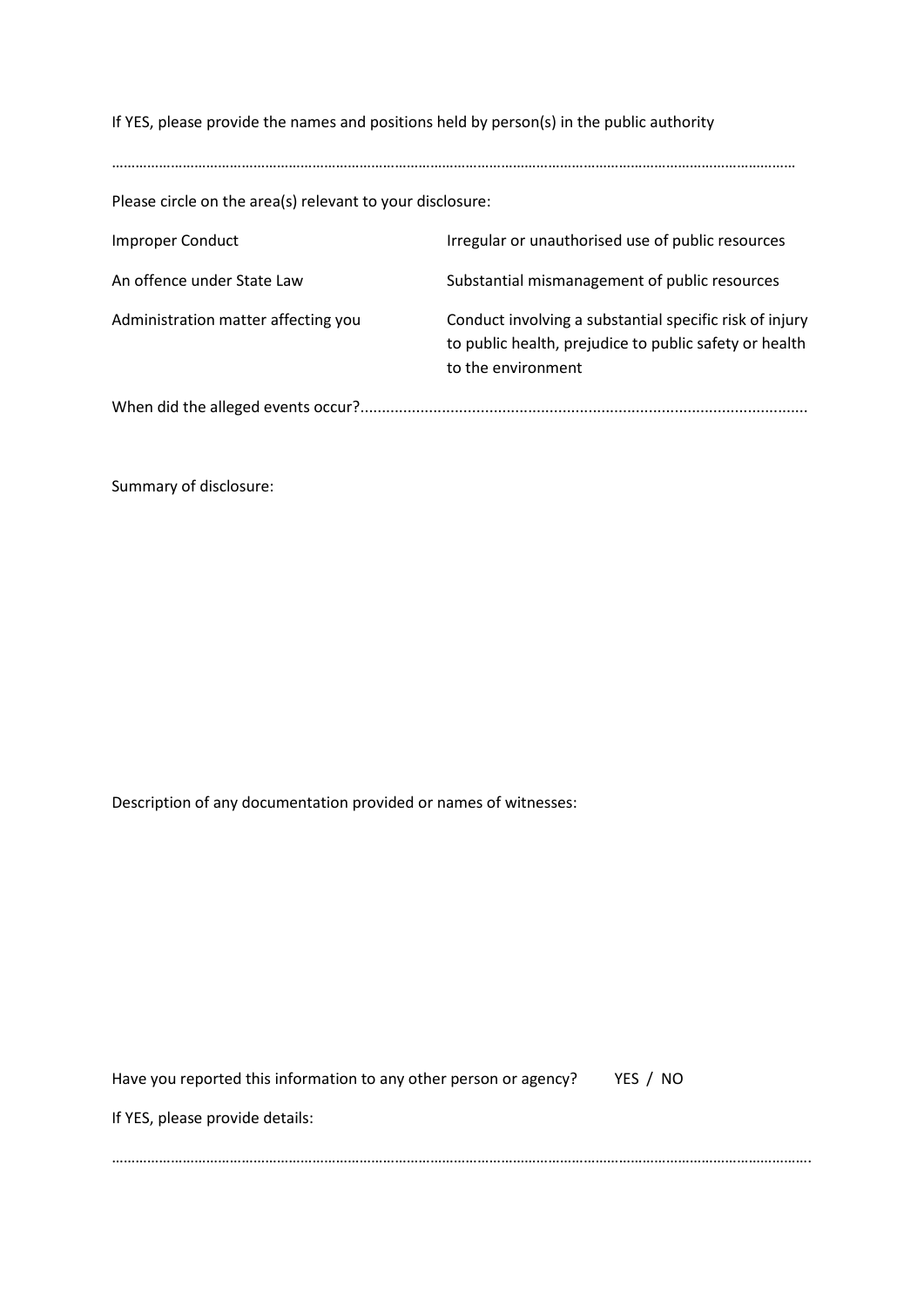If YES, please provide the names and positions held by person(s) in the public authority

………………………………………………………………………………………………………………………………………………………

Please circle on the area(s) relevant to your disclosure:

| | |
|---|---|
| Improper Conduct | Irregular or unauthorised use of public resources |
| An offence under State Law | Substantial mismanagement of public resources |
| Administration matter affecting you | Conduct involving a substantial specific risk of injury to public health, prejudice to public safety or health to the environment |

When did the alleged events occur?.......................................................................................................

Summary of disclosure:

Description of any documentation provided or names of witnesses:

Have you reported this information to any other person or agency? YES / NO

If YES, please provide details:

……………………………………………………………………………………………………………………………………………………….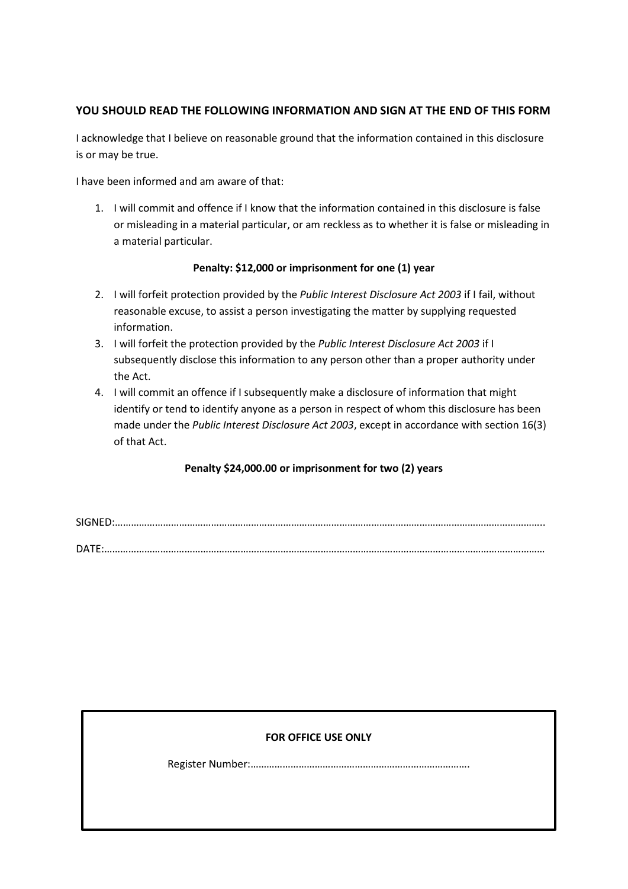**YOU SHOULD READ THE FOLLOWING INFORMATION AND SIGN AT THE END OF THIS FORM**

I acknowledge that I believe on reasonable ground that the information contained in this disclosure is or may be true.

I have been informed and am aware of that:

1. I will commit and offence if I know that the information contained in this disclosure is false or misleading in a material particular, or am reckless as to whether it is false or misleading in a material particular.

   **Penalty: $12,000 or imprisonment for one (1) year**

2. I will forfeit protection provided by the *Public Interest Disclosure Act 2003* if I fail, without reasonable excuse, to assist a person investigating the matter by supplying requested information.
3. I will forfeit the protection provided by the *Public Interest Disclosure Act 2003* if I subsequently disclose this information to any person other than a proper authority under the Act.
4. I will commit an offence if I subsequently make a disclosure of information that might identify or tend to identify anyone as a person in respect of whom this disclosure has been made under the *Public Interest Disclosure Act 2003*, except in accordance with section 16(3) of that Act.

   **Penalty $24,000.00 or imprisonment for two (2) years**

SIGNED:…………………………………………………………………………………………………………………………………………..

DATE:……………………………………………………………………………………………………………………………………………

**FOR OFFICE USE ONLY**

Register Number:……………………………………………………………………….